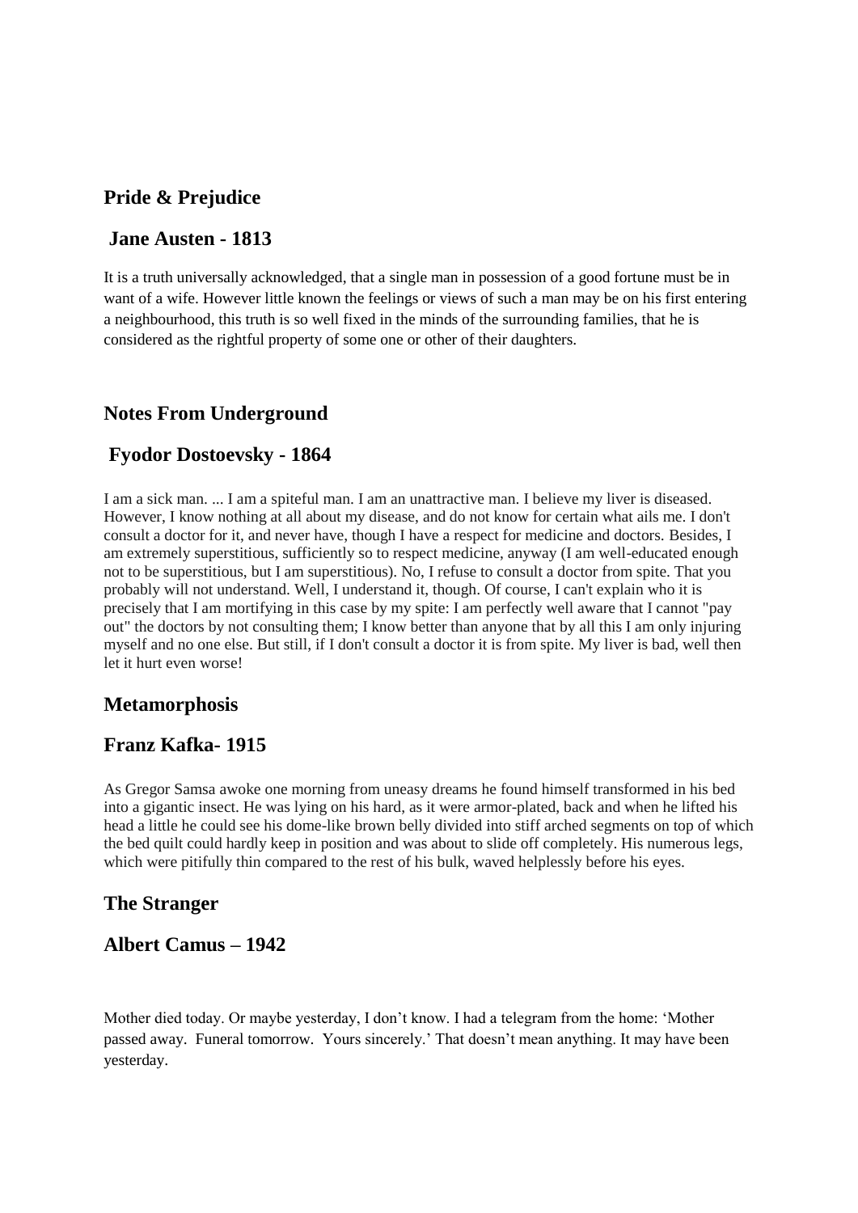## Pride & Prejudice

## Jane Austen - 1813

It is a truth universally acknowledged, that a single man in possession of a good fortune must be in want of a wife. However little known the feelings or views of such a man may be on his first entering a neighbourhood, this truth is so well fixed in the minds of the surrounding families, that he is considered as the rightful property of some one or other of their daughters.

## Notes From Underground

## Fyodor Dostoevsky - 1864

I am a sick man. ... I am a spiteful man. I am an unattractive man. I believe my liver is diseased. However, I know nothing at all about my disease, and do not know for certain what ails me. I don't consult a doctor for it, and never have, though I have a respect for medicine and doctors. Besides, I am extremely superstitious, sufficiently so to respect medicine, anyway (I am well-educated enough not to be superstitious, but I am superstitious). No, I refuse to consult a doctor from spite. That you probably will not understand. Well, I understand it, though. Of course, I can't explain who it is precisely that I am mortifying in this case by my spite: I am perfectly well aware that I cannot "pay out" the doctors by not consulting them; I know better than anyone that by all this I am only injuring myself and no one else. But still, if I don't consult a doctor it is from spite. My liver is bad, well then let it hurt even worse!

## Metamorphosis

## Franz Kafka- 1915

As Gregor Samsa awoke one morning from uneasy dreams he found himself transformed in his bed into a gigantic insect. He was lying on his hard, as it were armor-plated, back and when he lifted his head a little he could see his dome-like brown belly divided into stiff arched segments on top of which the bed quilt could hardly keep in position and was about to slide off completely. His numerous legs, which were pitifully thin compared to the rest of his bulk, waved helplessly before his eyes.

## The Stranger

## Albert Camus – 1942

Mother died today. Or maybe yesterday, I don’t know. I had a telegram from the home: ‘Mother passed away. Funeral tomorrow. Yours sincerely.’ That doesn’t mean anything. It may have been yesterday.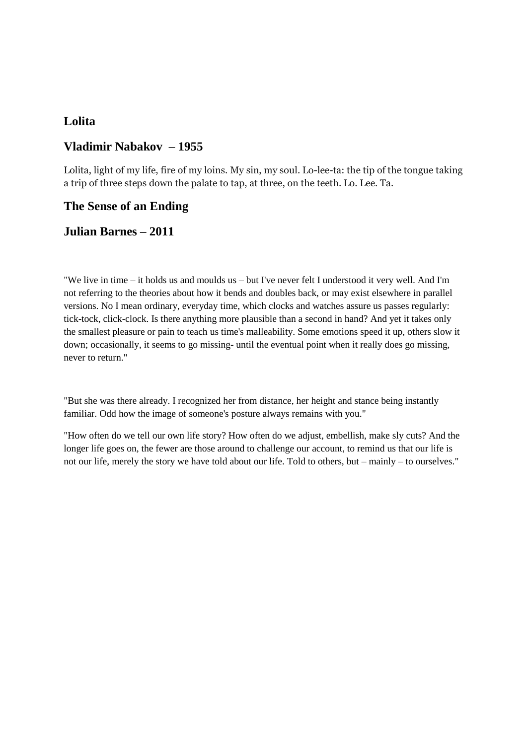## Lolita

## Vladimir Nabakov – 1955

Lolita, light of my life, fire of my loins. My sin, my soul. Lo-lee-ta: the tip of the tongue taking a trip of three steps down the palate to tap, at three, on the teeth. Lo. Lee. Ta.

## The Sense of an Ending

## Julian Barnes – 2011

"We live in time – it holds us and moulds us – but I've never felt I understood it very well. And I'm not referring to the theories about how it bends and doubles back, or may exist elsewhere in parallel versions. No I mean ordinary, everyday time, which clocks and watches assure us passes regularly: tick-tock, click-clock. Is there anything more plausible than a second in hand? And yet it takes only the smallest pleasure or pain to teach us time's malleability. Some emotions speed it up, others slow it down; occasionally, it seems to go missing- until the eventual point when it really does go missing, never to return."

"But she was there already. I recognized her from distance, her height and stance being instantly familiar. Odd how the image of someone's posture always remains with you."

"How often do we tell our own life story? How often do we adjust, embellish, make sly cuts? And the longer life goes on, the fewer are those around to challenge our account, to remind us that our life is not our life, merely the story we have told about our life. Told to others, but – mainly – to ourselves."